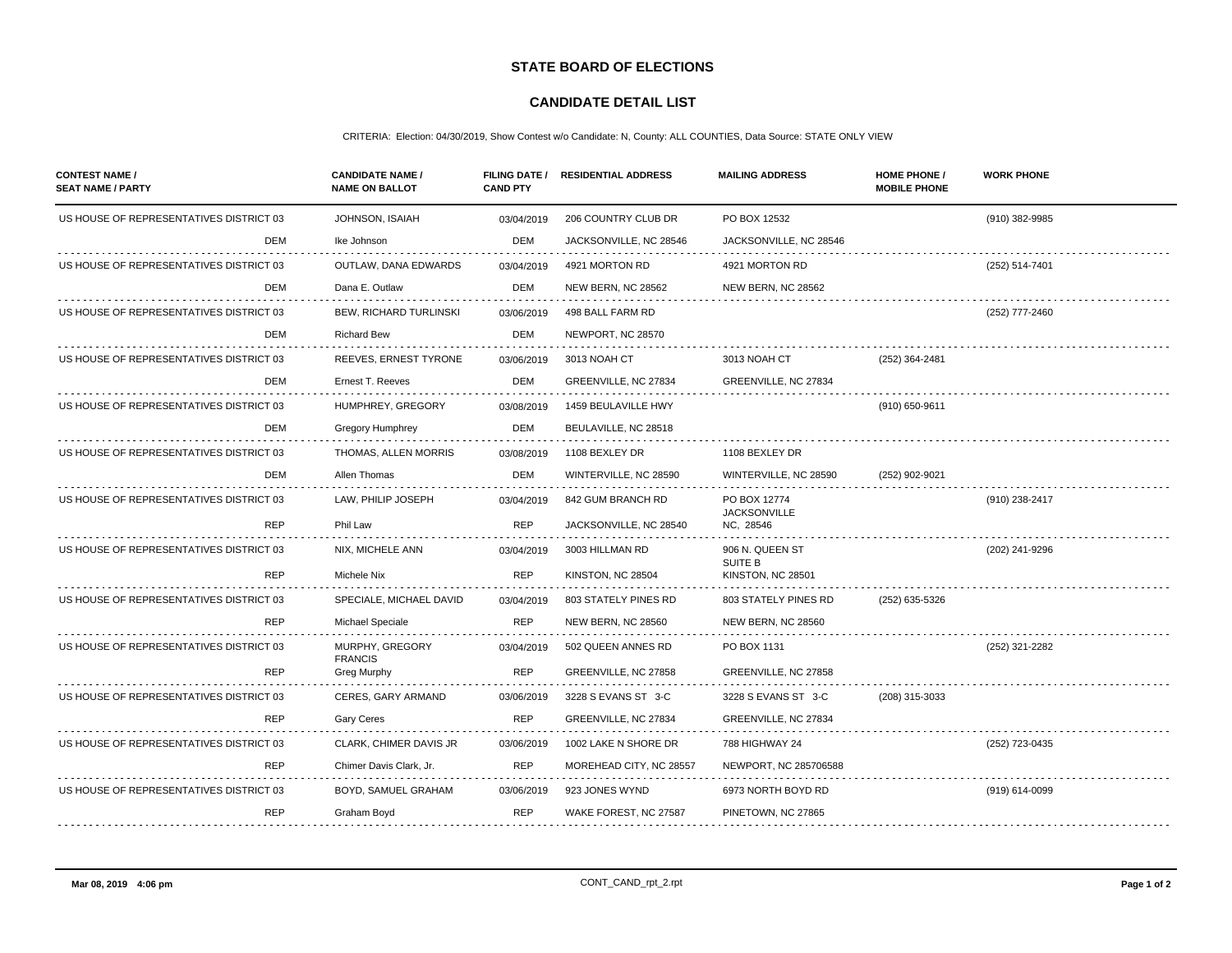# STATE BOARD OF ELECTIONS

## CANDIDATE DETAIL LIST

CRITERIA: Election: 04/30/2019, Show Contest w/o Candidate: N, County: ALL COUNTIES, Data Source: STATE ONLY VIEW

| CONTEST NAME / SEAT NAME / PARTY | CANDIDATE NAME / NAME ON BALLOT | FILING DATE / CAND PTY | RESIDENTIAL ADDRESS | MAILING ADDRESS | HOME PHONE / MOBILE PHONE | WORK PHONE |
|---|---|---|---|---|---|---|
| US HOUSE OF REPRESENTATIVES DISTRICT 03 | JOHNSON, ISAIAH | 03/04/2019 | 206 COUNTRY CLUB DR | PO BOX 12532 | | (910) 382-9985 |
| DEM | Ike Johnson | DEM | JACKSONVILLE, NC 28546 | JACKSONVILLE, NC 28546 | | |
| US HOUSE OF REPRESENTATIVES DISTRICT 03 | OUTLAW, DANA EDWARDS | 03/04/2019 | 4921 MORTON RD | 4921 MORTON RD | | (252) 514-7401 |
| DEM | Dana E. Outlaw | DEM | NEW BERN, NC 28562 | NEW BERN, NC 28562 | | |
| US HOUSE OF REPRESENTATIVES DISTRICT 03 | BEW, RICHARD TURLINSKI | 03/06/2019 | 498 BALL FARM RD | | | (252) 777-2460 |
| DEM | Richard Bew | DEM | NEWPORT, NC 28570 | | | |
| US HOUSE OF REPRESENTATIVES DISTRICT 03 | REEVES, ERNEST TYRONE | 03/06/2019 | 3013 NOAH CT | 3013 NOAH CT | (252) 364-2481 | |
| DEM | Ernest T. Reeves | DEM | GREENVILLE, NC 27834 | GREENVILLE, NC 27834 | | |
| US HOUSE OF REPRESENTATIVES DISTRICT 03 | HUMPHREY, GREGORY | 03/08/2019 | 1459 BEULAVILLE HWY | | (910) 650-9611 | |
| DEM | Gregory Humphrey | DEM | BEULAVILLE, NC 28518 | | | |
| US HOUSE OF REPRESENTATIVES DISTRICT 03 | THOMAS, ALLEN MORRIS | 03/08/2019 | 1108 BEXLEY DR | 1108 BEXLEY DR | | |
| DEM | Allen Thomas | DEM | WINTERVILLE, NC 28590 | WINTERVILLE, NC 28590 | (252) 902-9021 | |
| US HOUSE OF REPRESENTATIVES DISTRICT 03 | LAW, PHILIP JOSEPH | 03/04/2019 | 842 GUM BRANCH RD | PO BOX 12774 JACKSONVILLE | | (910) 238-2417 |
| REP | Phil Law | REP | JACKSONVILLE, NC 28540 | NC, 28546 | | |
| US HOUSE OF REPRESENTATIVES DISTRICT 03 | NIX, MICHELE ANN | 03/04/2019 | 3003 HILLMAN RD | 906 N. QUEEN ST SUITE B | | (202) 241-9296 |
| REP | Michele Nix | REP | KINSTON, NC 28504 | KINSTON, NC 28501 | | |
| US HOUSE OF REPRESENTATIVES DISTRICT 03 | SPECIALE, MICHAEL DAVID | 03/04/2019 | 803 STATELY PINES RD | 803 STATELY PINES RD | (252) 635-5326 | |
| REP | Michael Speciale | REP | NEW BERN, NC 28560 | NEW BERN, NC 28560 | | |
| US HOUSE OF REPRESENTATIVES DISTRICT 03 | MURPHY, GREGORY FRANCIS | 03/04/2019 | 502 QUEEN ANNES RD | PO BOX 1131 | | (252) 321-2282 |
| REP | Greg Murphy | REP | GREENVILLE, NC 27858 | GREENVILLE, NC 27858 | | |
| US HOUSE OF REPRESENTATIVES DISTRICT 03 | CERES, GARY ARMAND | 03/06/2019 | 3228 S EVANS ST 3-C | 3228 S EVANS ST 3-C | (208) 315-3033 | |
| REP | Gary Ceres | REP | GREENVILLE, NC 27834 | GREENVILLE, NC 27834 | | |
| US HOUSE OF REPRESENTATIVES DISTRICT 03 | CLARK, CHIMER DAVIS JR | 03/06/2019 | 1002 LAKE N SHORE DR | 788 HIGHWAY 24 | | (252) 723-0435 |
| REP | Chimer Davis Clark, Jr. | REP | MOREHEAD CITY, NC 28557 | NEWPORT, NC 285706588 | | |
| US HOUSE OF REPRESENTATIVES DISTRICT 03 | BOYD, SAMUEL GRAHAM | 03/06/2019 | 923 JONES WYND | 6973 NORTH BOYD RD | | (919) 614-0099 |
| REP | Graham Boyd | REP | WAKE FOREST, NC 27587 | PINETOWN, NC 27865 | | |

Mar 08, 2019 4:06 pm CONT_CAND_rpt_2.rpt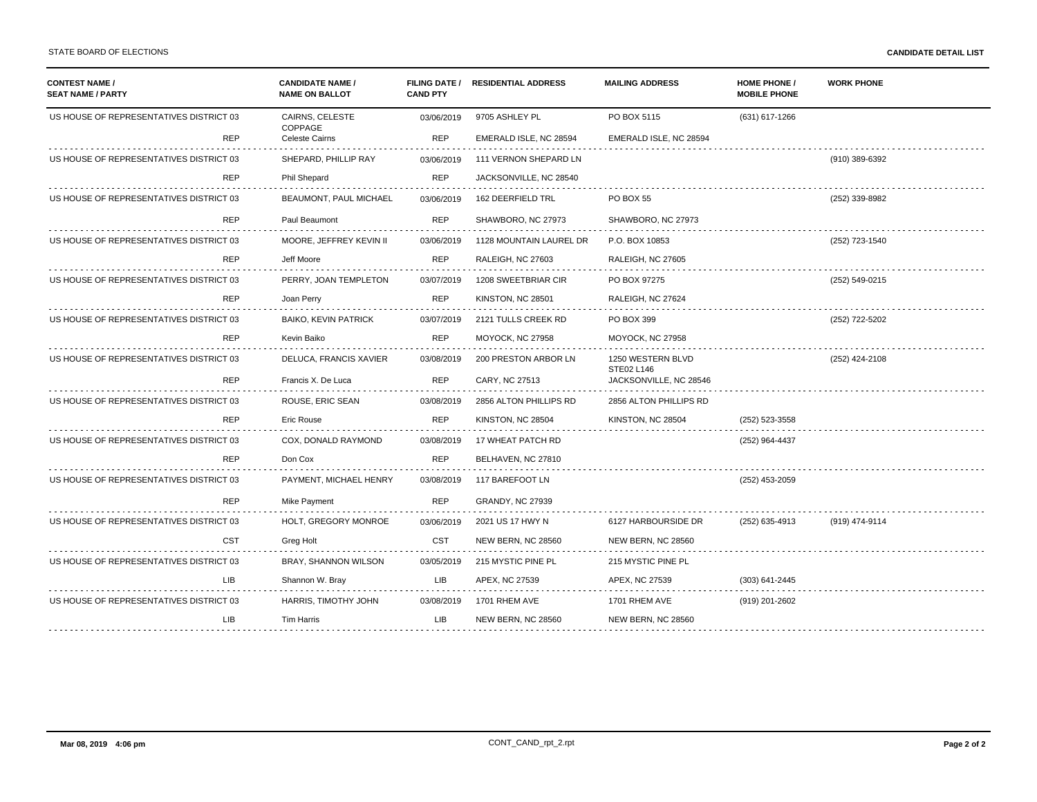| CONTEST NAME / SEAT NAME / PARTY | CANDIDATE NAME / NAME ON BALLOT | FILING DATE / CAND PTY | RESIDENTIAL ADDRESS | MAILING ADDRESS | HOME PHONE / MOBILE PHONE | WORK PHONE |
|---|---|---|---|---|---|---|
| US HOUSE OF REPRESENTATIVES DISTRICT 03 | CAIRNS, CELESTE COPPAGE | 03/06/2019 | 9705 ASHLEY PL | PO BOX 5115 | (631) 617-1266 | |
| REP | Celeste Cairns | REP | EMERALD ISLE, NC 28594 | EMERALD ISLE, NC 28594 | | |
| US HOUSE OF REPRESENTATIVES DISTRICT 03 | SHEPARD, PHILLIP RAY | 03/06/2019 | 111 VERNON SHEPARD LN | | | (910) 389-6392 |
| REP | Phil Shepard | REP | JACKSONVILLE, NC 28540 | | | |
| US HOUSE OF REPRESENTATIVES DISTRICT 03 | BEAUMONT, PAUL MICHAEL | 03/06/2019 | 162 DEERFIELD TRL | PO BOX 55 | | (252) 339-8982 |
| REP | Paul Beaumont | REP | SHAWBORO, NC 27973 | SHAWBORO, NC 27973 | | |
| US HOUSE OF REPRESENTATIVES DISTRICT 03 | MOORE, JEFFREY KEVIN II | 03/06/2019 | 1128 MOUNTAIN LAUREL DR | P.O. BOX 10853 | | (252) 723-1540 |
| REP | Jeff Moore | REP | RALEIGH, NC 27603 | RALEIGH, NC 27605 | | |
| US HOUSE OF REPRESENTATIVES DISTRICT 03 | PERRY, JOAN TEMPLETON | 03/07/2019 | 1208 SWEETBRIAR CIR | PO BOX 97275 | | (252) 549-0215 |
| REP | Joan Perry | REP | KINSTON, NC 28501 | RALEIGH, NC 27624 | | |
| US HOUSE OF REPRESENTATIVES DISTRICT 03 | BAIKO, KEVIN PATRICK | 03/07/2019 | 2121 TULLS CREEK RD | PO BOX 399 | | (252) 722-5202 |
| REP | Kevin Baiko | REP | MOYOCK, NC 27958 | MOYOCK, NC 27958 | | |
| US HOUSE OF REPRESENTATIVES DISTRICT 03 | DELUCA, FRANCIS XAVIER | 03/08/2019 | 200 PRESTON ARBOR LN | 1250 WESTERN BLVD STE02 L146 | | (252) 424-2108 |
| REP | Francis X. De Luca | REP | CARY, NC 27513 | JACKSONVILLE, NC 28546 | | |
| US HOUSE OF REPRESENTATIVES DISTRICT 03 | ROUSE, ERIC SEAN | 03/08/2019 | 2856 ALTON PHILLIPS RD | 2856 ALTON PHILLIPS RD | | |
| REP | Eric Rouse | REP | KINSTON, NC 28504 | KINSTON, NC 28504 | (252) 523-3558 | |
| US HOUSE OF REPRESENTATIVES DISTRICT 03 | COX, DONALD RAYMOND | 03/08/2019 | 17 WHEAT PATCH RD | | (252) 964-4437 | |
| REP | Don Cox | REP | BELHAVEN, NC 27810 | | | |
| US HOUSE OF REPRESENTATIVES DISTRICT 03 | PAYMENT, MICHAEL HENRY | 03/08/2019 | 117 BAREFOOT LN | | (252) 453-2059 | |
| REP | Mike Payment | REP | GRANDY, NC 27939 | | | |
| US HOUSE OF REPRESENTATIVES DISTRICT 03 | HOLT, GREGORY MONROE | 03/06/2019 | 2021 US 17 HWY N | 6127 HARBOURSIDE DR | (252) 635-4913 | (919) 474-9114 |
| CST | Greg Holt | CST | NEW BERN, NC 28560 | NEW BERN, NC 28560 | | |
| US HOUSE OF REPRESENTATIVES DISTRICT 03 | BRAY, SHANNON WILSON | 03/05/2019 | 215 MYSTIC PINE PL | 215 MYSTIC PINE PL | | |
| LIB | Shannon W. Bray | LIB | APEX, NC 27539 | APEX, NC 27539 | (303) 641-2445 | |
| US HOUSE OF REPRESENTATIVES DISTRICT 03 | HARRIS, TIMOTHY JOHN | 03/08/2019 | 1701 RHEM AVE | 1701 RHEM AVE | (919) 201-2602 | |
| LIB | Tim Harris | LIB | NEW BERN, NC 28560 | NEW BERN, NC 28560 | | |